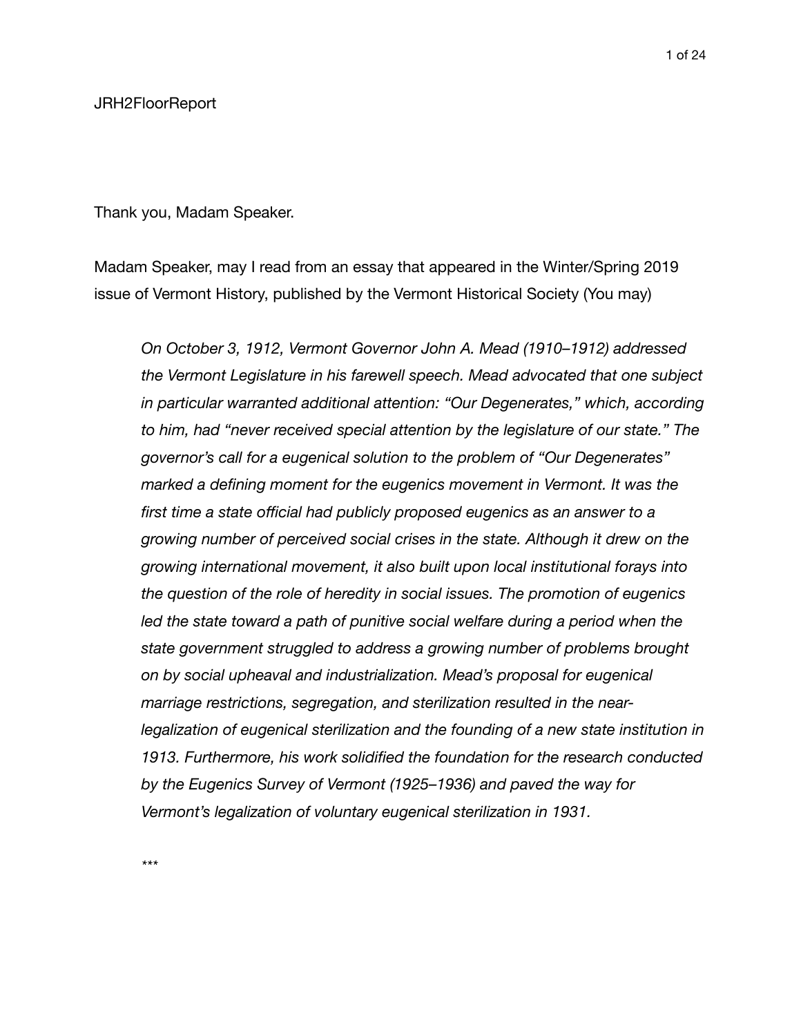JRH2FloorReport

Thank you, Madam Speaker.

Madam Speaker, may I read from an essay that appeared in the Winter/Spring 2019 issue of Vermont History, published by the Vermont Historical Society (You may)

> *On October 3, 1912, Vermont Governor John A. Mead (1910–1912) addressed the Vermont Legislature in his farewell speech. Mead advocated that one subject in particular warranted additional attention: "Our Degenerates," which, according to him, had "never received special attention by the legislature of our state." The governor's call for a eugenical solution to the problem of "Our Degenerates" marked a defining moment for the eugenics movement in Vermont. It was the first time a state official had publicly proposed eugenics as an answer to a growing number of perceived social crises in the state. Although it drew on the growing international movement, it also built upon local institutional forays into the question of the role of heredity in social issues. The promotion of eugenics led the state toward a path of punitive social welfare during a period when the state government struggled to address a growing number of problems brought on by social upheaval and industrialization. Mead's proposal for eugenical marriage restrictions, segregation, and sterilization resulted in the near-legalization of eugenical sterilization and the founding of a new state institution in 1913. Furthermore, his work solidified the foundation for the research conducted by the Eugenics Survey of Vermont (1925–1936) and paved the way for Vermont's legalization of voluntary eugenical sterilization in 1931.*
>
> *\*\*\**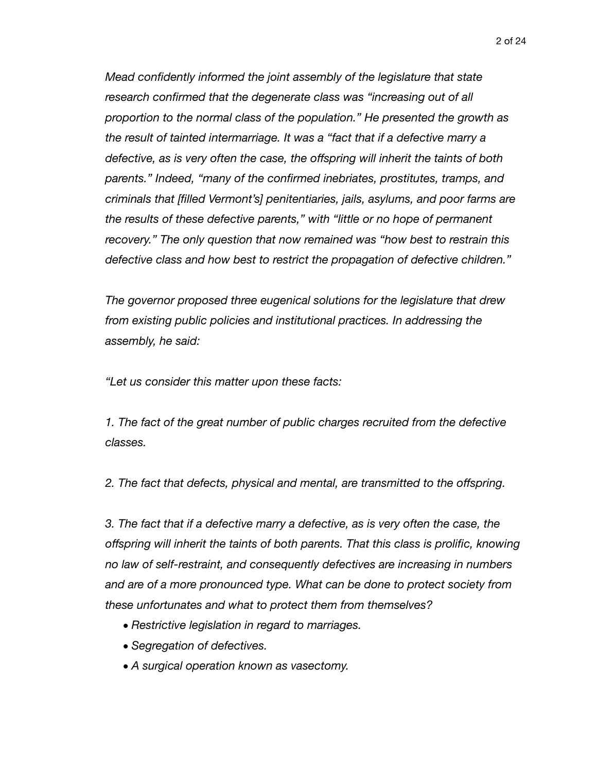*Mead confidently informed the joint assembly of the legislature that state research confirmed that the degenerate class was "increasing out of all proportion to the normal class of the population." He presented the growth as the result of tainted intermarriage. It was a "fact that if a defective marry a defective, as is very often the case, the offspring will inherit the taints of both parents." Indeed, "many of the confirmed inebriates, prostitutes, tramps, and criminals that [filled Vermont's] penitentiaries, jails, asylums, and poor farms are the results of these defective parents," with "little or no hope of permanent recovery." The only question that now remained was "how best to restrain this defective class and how best to restrict the propagation of defective children."*

*The governor proposed three eugenical solutions for the legislature that drew from existing public policies and institutional practices. In addressing the assembly, he said:*

*"Let us consider this matter upon these facts:*

*1. The fact of the great number of public charges recruited from the defective classes.*

*2. The fact that defects, physical and mental, are transmitted to the offspring.*

*3. The fact that if a defective marry a defective, as is very often the case, the offspring will inherit the taints of both parents. That this class is prolific, knowing no law of self-restraint, and consequently defectives are increasing in numbers and are of a more pronounced type. What can be done to protect society from these unfortunates and what to protect them from themselves?*

- *Restrictive legislation in regard to marriages.*
- *Segregation of defectives.*
- *A surgical operation known as vasectomy.*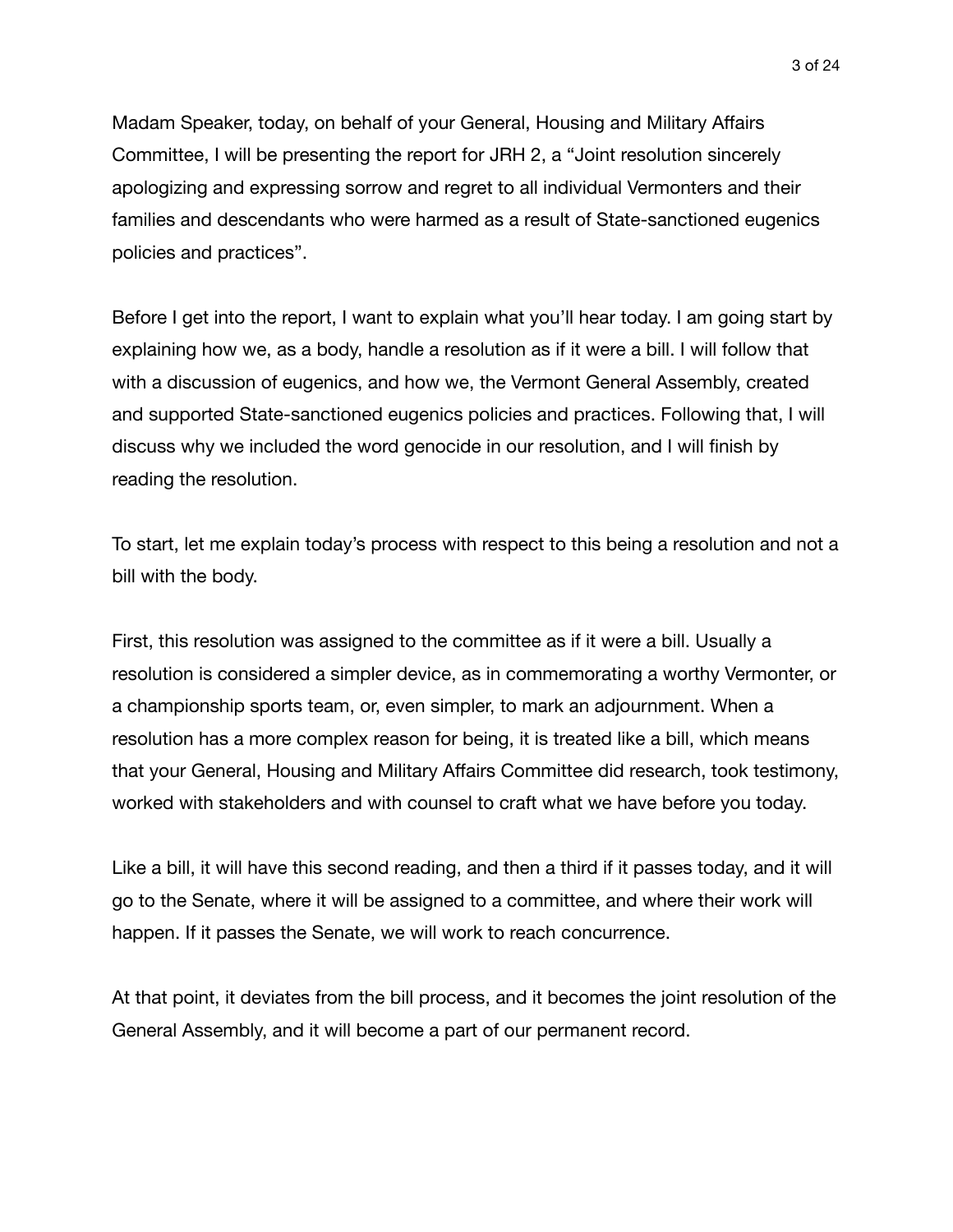Madam Speaker, today, on behalf of your General, Housing and Military Affairs Committee, I will be presenting the report for JRH 2, a "Joint resolution sincerely apologizing and expressing sorrow and regret to all individual Vermonters and their families and descendants who were harmed as a result of State-sanctioned eugenics policies and practices".

Before I get into the report, I want to explain what you'll hear today. I am going start by explaining how we, as a body, handle a resolution as if it were a bill. I will follow that with a discussion of eugenics, and how we, the Vermont General Assembly, created and supported State-sanctioned eugenics policies and practices. Following that, I will discuss why we included the word genocide in our resolution, and I will finish by reading the resolution.

To start, let me explain today's process with respect to this being a resolution and not a bill with the body.

First, this resolution was assigned to the committee as if it were a bill. Usually a resolution is considered a simpler device, as in commemorating a worthy Vermonter, or a championship sports team, or, even simpler, to mark an adjournment. When a resolution has a more complex reason for being, it is treated like a bill, which means that your General, Housing and Military Affairs Committee did research, took testimony, worked with stakeholders and with counsel to craft what we have before you today.

Like a bill, it will have this second reading, and then a third if it passes today, and it will go to the Senate, where it will be assigned to a committee, and where their work will happen. If it passes the Senate, we will work to reach concurrence.

At that point, it deviates from the bill process, and it becomes the joint resolution of the General Assembly, and it will become a part of our permanent record.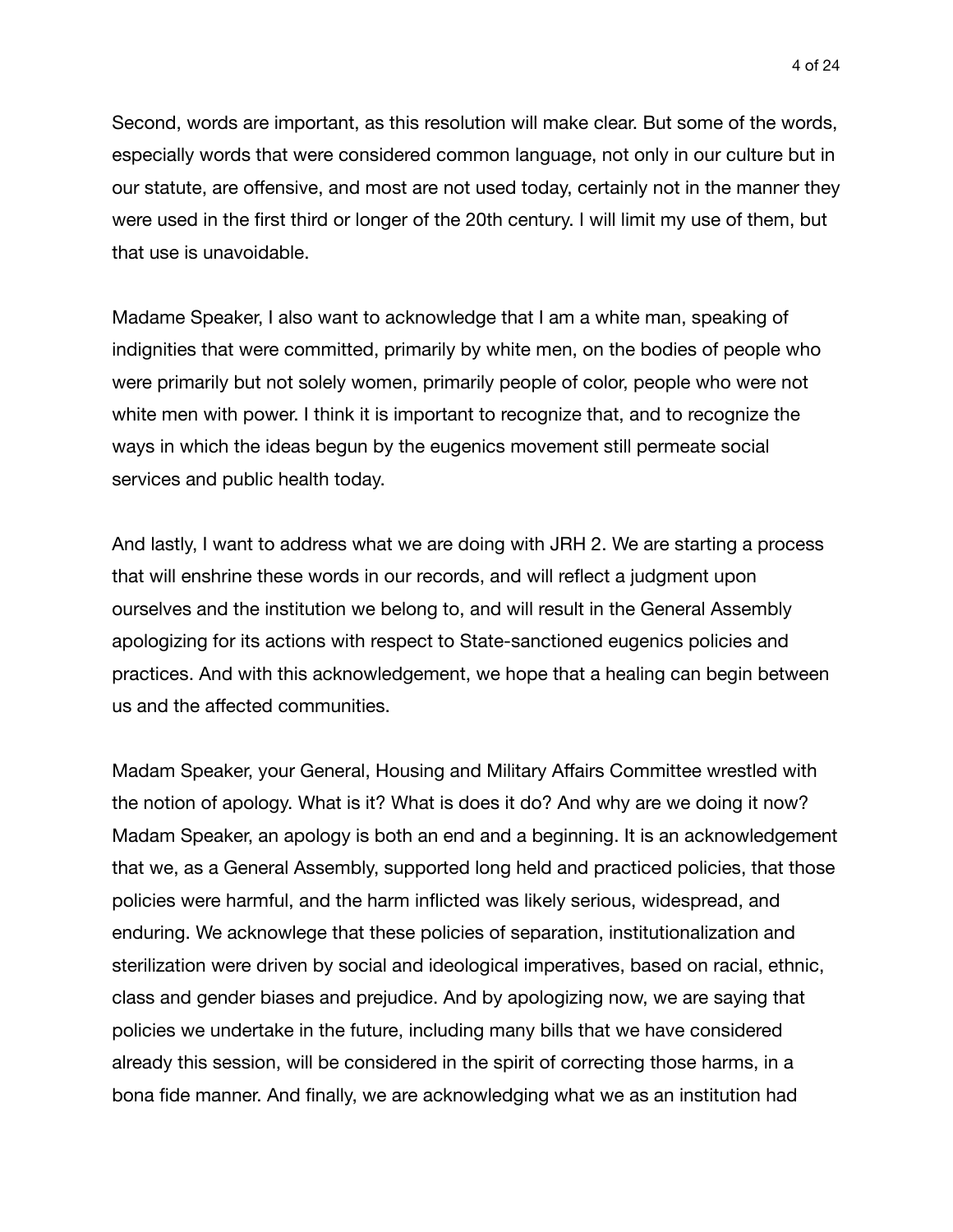Second, words are important, as this resolution will make clear. But some of the words, especially words that were considered common language, not only in our culture but in our statute, are offensive, and most are not used today, certainly not in the manner they were used in the first third or longer of the 20th century. I will limit my use of them, but that use is unavoidable.

Madame Speaker, I also want to acknowledge that I am a white man, speaking of indignities that were committed, primarily by white men, on the bodies of people who were primarily but not solely women, primarily people of color, people who were not white men with power. I think it is important to recognize that, and to recognize the ways in which the ideas begun by the eugenics movement still permeate social services and public health today.

And lastly, I want to address what we are doing with JRH 2. We are starting a process that will enshrine these words in our records, and will reflect a judgment upon ourselves and the institution we belong to, and will result in the General Assembly apologizing for its actions with respect to State-sanctioned eugenics policies and practices. And with this acknowledgement, we hope that a healing can begin between us and the affected communities.

Madam Speaker, your General, Housing and Military Affairs Committee wrestled with the notion of apology. What is it? What is does it do? And why are we doing it now? Madam Speaker, an apology is both an end and a beginning. It is an acknowledgement that we, as a General Assembly, supported long held and practiced policies, that those policies were harmful, and the harm inflicted was likely serious, widespread, and enduring. We acknowlege that these policies of separation, institutionalization and sterilization were driven by social and ideological imperatives, based on racial, ethnic, class and gender biases and prejudice. And by apologizing now, we are saying that policies we undertake in the future, including many bills that we have considered already this session, will be considered in the spirit of correcting those harms, in a bona fide manner. And finally, we are acknowledging what we as an institution had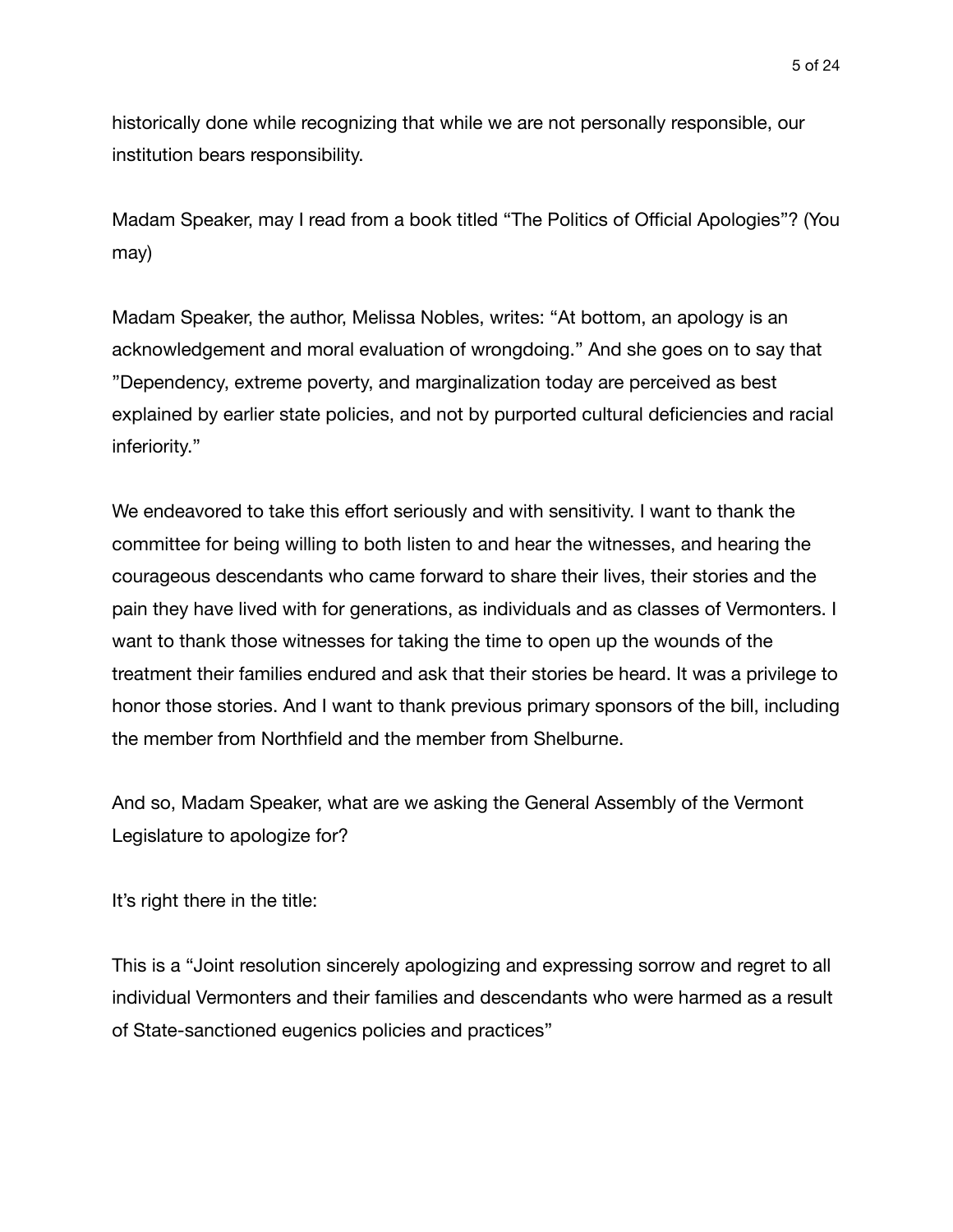historically done while recognizing that while we are not personally responsible, our institution bears responsibility.

Madam Speaker, may I read from a book titled “The Politics of Official Apologies”? (You may)

Madam Speaker, the author, Melissa Nobles, writes: “At bottom, an apology is an acknowledgement and moral evaluation of wrongdoing.” And she goes on to say that ”Dependency, extreme poverty, and marginalization today are perceived as best explained by earlier state policies, and not by purported cultural deficiencies and racial inferiority.”

We endeavored to take this effort seriously and with sensitivity. I want to thank the committee for being willing to both listen to and hear the witnesses, and hearing the courageous descendants who came forward to share their lives, their stories and the pain they have lived with for generations, as individuals and as classes of Vermonters. I want to thank those witnesses for taking the time to open up the wounds of the treatment their families endured and ask that their stories be heard. It was a privilege to honor those stories. And I want to thank previous primary sponsors of the bill, including the member from Northfield and the member from Shelburne.

And so, Madam Speaker, what are we asking the General Assembly of the Vermont Legislature to apologize for?

It’s right there in the title:

This is a “Joint resolution sincerely apologizing and expressing sorrow and regret to all individual Vermonters and their families and descendants who were harmed as a result of State-sanctioned eugenics policies and practices”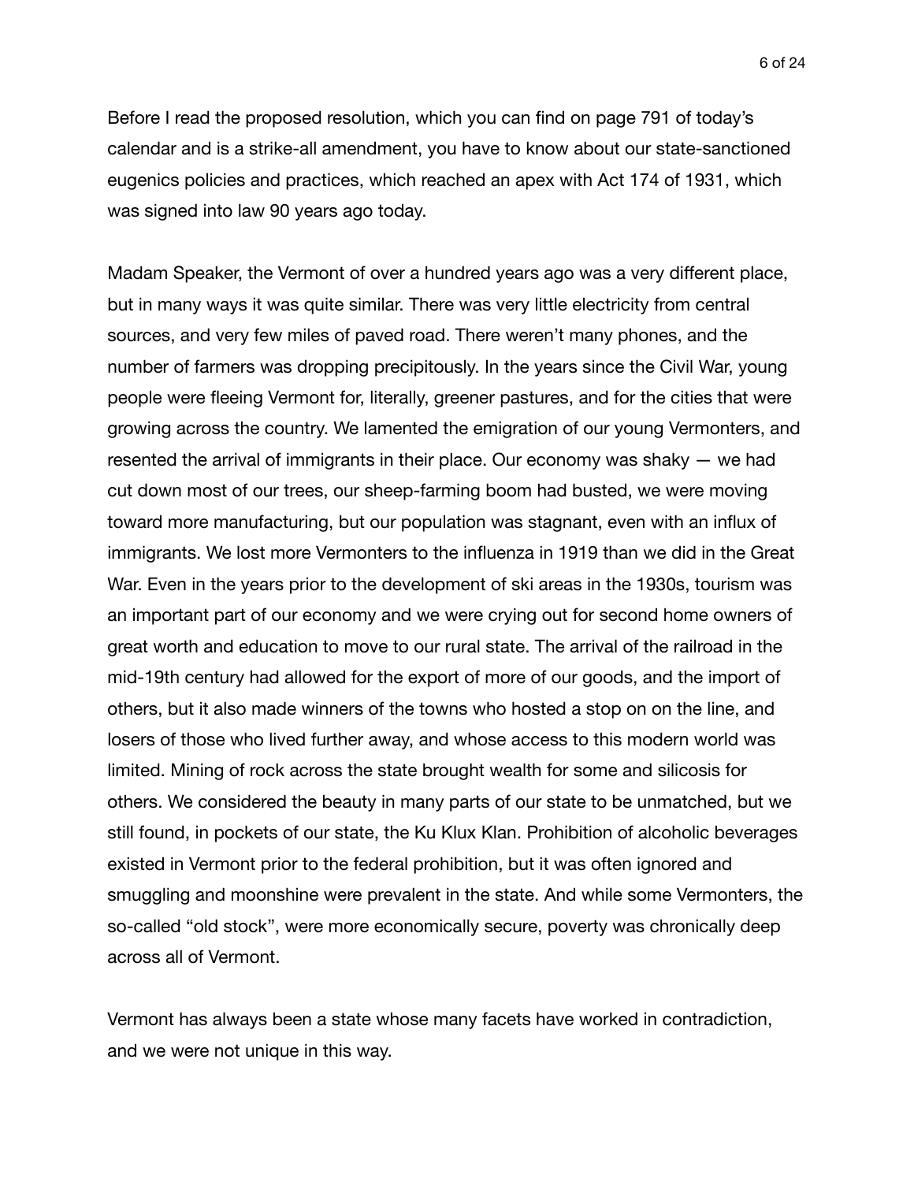Before I read the proposed resolution, which you can find on page 791 of today's calendar and is a strike-all amendment, you have to know about our state-sanctioned eugenics policies and practices, which reached an apex with Act 174 of 1931, which was signed into law 90 years ago today.

Madam Speaker, the Vermont of over a hundred years ago was a very different place, but in many ways it was quite similar. There was very little electricity from central sources, and very few miles of paved road. There weren't many phones, and the number of farmers was dropping precipitously. In the years since the Civil War, young people were fleeing Vermont for, literally, greener pastures, and for the cities that were growing across the country. We lamented the emigration of our young Vermonters, and resented the arrival of immigrants in their place. Our economy was shaky — we had cut down most of our trees, our sheep-farming boom had busted, we were moving toward more manufacturing, but our population was stagnant, even with an influx of immigrants. We lost more Vermonters to the influenza in 1919 than we did in the Great War. Even in the years prior to the development of ski areas in the 1930s, tourism was an important part of our economy and we were crying out for second home owners of great worth and education to move to our rural state. The arrival of the railroad in the mid-19th century had allowed for the export of more of our goods, and the import of others, but it also made winners of the towns who hosted a stop on on the line, and losers of those who lived further away, and whose access to this modern world was limited. Mining of rock across the state brought wealth for some and silicosis for others. We considered the beauty in many parts of our state to be unmatched, but we still found, in pockets of our state, the Ku Klux Klan. Prohibition of alcoholic beverages existed in Vermont prior to the federal prohibition, but it was often ignored and smuggling and moonshine were prevalent in the state. And while some Vermonters, the so-called "old stock", were more economically secure, poverty was chronically deep across all of Vermont.

Vermont has always been a state whose many facets have worked in contradiction, and we were not unique in this way.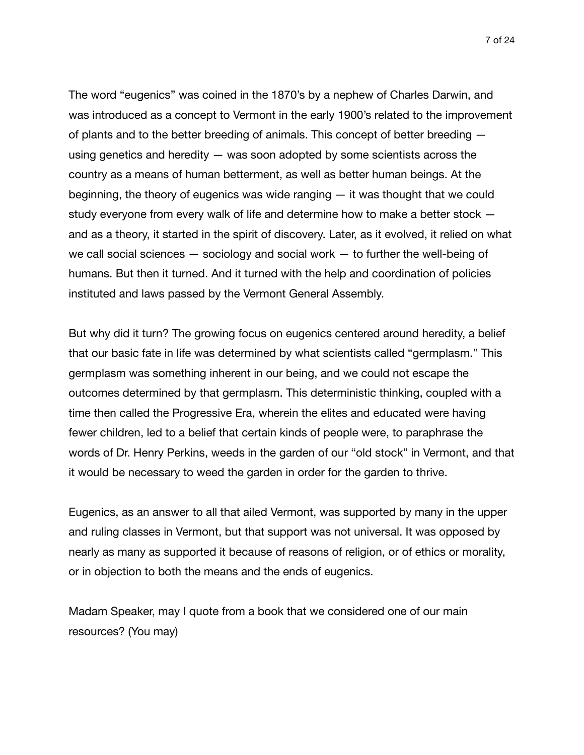The word "eugenics" was coined in the 1870's by a nephew of Charles Darwin, and was introduced as a concept to Vermont in the early 1900's related to the improvement of plants and to the better breeding of animals. This concept of better breeding — using genetics and heredity — was soon adopted by some scientists across the country as a means of human betterment, as well as better human beings. At the beginning, the theory of eugenics was wide ranging — it was thought that we could study everyone from every walk of life and determine how to make a better stock — and as a theory, it started in the spirit of discovery. Later, as it evolved, it relied on what we call social sciences — sociology and social work — to further the well-being of humans. But then it turned. And it turned with the help and coordination of policies instituted and laws passed by the Vermont General Assembly.

But why did it turn? The growing focus on eugenics centered around heredity, a belief that our basic fate in life was determined by what scientists called "germplasm." This germplasm was something inherent in our being, and we could not escape the outcomes determined by that germplasm. This deterministic thinking, coupled with a time then called the Progressive Era, wherein the elites and educated were having fewer children, led to a belief that certain kinds of people were, to paraphrase the words of Dr. Henry Perkins, weeds in the garden of our "old stock" in Vermont, and that it would be necessary to weed the garden in order for the garden to thrive.

Eugenics, as an answer to all that ailed Vermont, was supported by many in the upper and ruling classes in Vermont, but that support was not universal. It was opposed by nearly as many as supported it because of reasons of religion, or of ethics or morality, or in objection to both the means and the ends of eugenics.

Madam Speaker, may I quote from a book that we considered one of our main resources? (You may)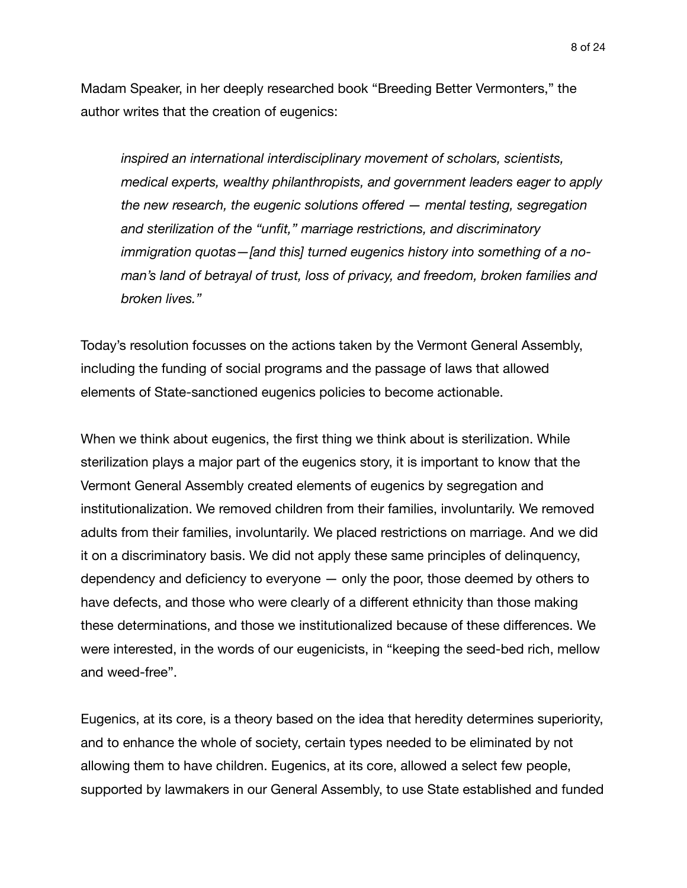Madam Speaker, in her deeply researched book "Breeding Better Vermonters," the author writes that the creation of eugenics:

> *inspired an international interdisciplinary movement of scholars, scientists, medical experts, wealthy philanthropists, and government leaders eager to apply the new research, the eugenic solutions offered — mental testing, segregation and sterilization of the "unfit," marriage restrictions, and discriminatory immigration quotas—[and this] turned eugenics history into something of a no-man's land of betrayal of trust, loss of privacy, and freedom, broken families and broken lives."*

Today's resolution focusses on the actions taken by the Vermont General Assembly, including the funding of social programs and the passage of laws that allowed elements of State-sanctioned eugenics policies to become actionable.

When we think about eugenics, the first thing we think about is sterilization. While sterilization plays a major part of the eugenics story, it is important to know that the Vermont General Assembly created elements of eugenics by segregation and institutionalization. We removed children from their families, involuntarily. We removed adults from their families, involuntarily. We placed restrictions on marriage. And we did it on a discriminatory basis. We did not apply these same principles of delinquency, dependency and deficiency to everyone — only the poor, those deemed by others to have defects, and those who were clearly of a different ethnicity than those making these determinations, and those we institutionalized because of these differences. We were interested, in the words of our eugenicists, in "keeping the seed-bed rich, mellow and weed-free".

Eugenics, at its core, is a theory based on the idea that heredity determines superiority, and to enhance the whole of society, certain types needed to be eliminated by not allowing them to have children. Eugenics, at its core, allowed a select few people, supported by lawmakers in our General Assembly, to use State established and funded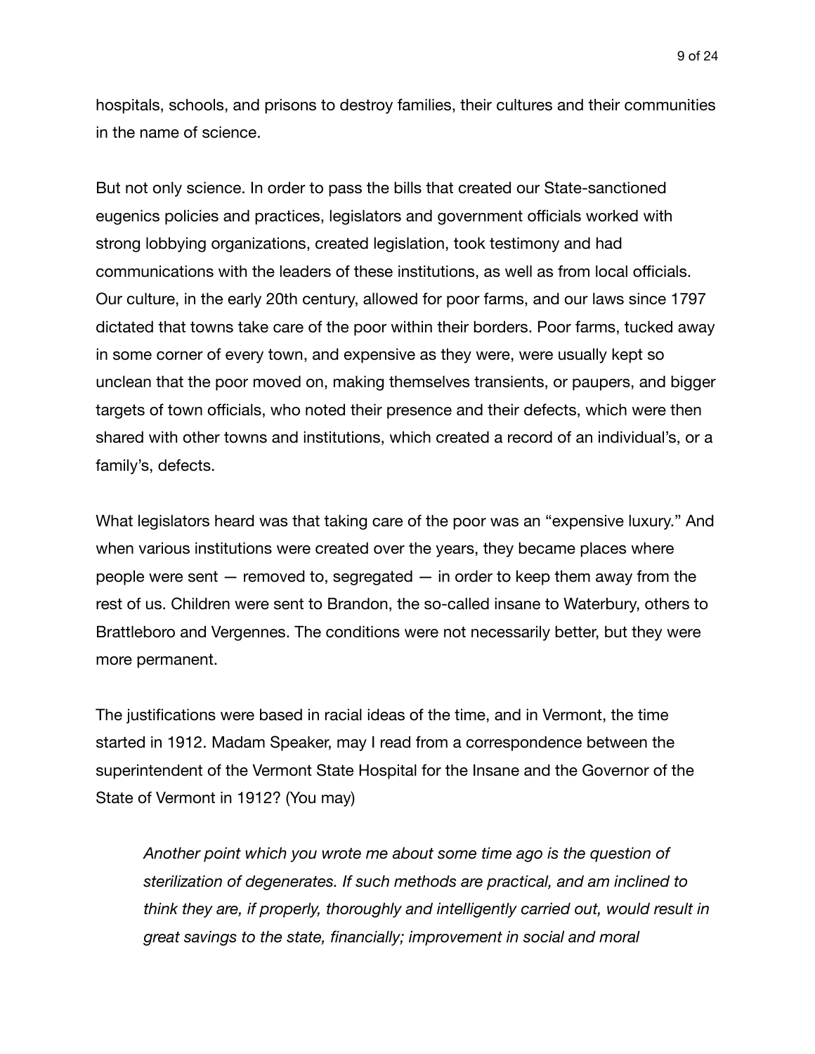hospitals, schools, and prisons to destroy families, their cultures and their communities in the name of science.

But not only science. In order to pass the bills that created our State-sanctioned eugenics policies and practices, legislators and government officials worked with strong lobbying organizations, created legislation, took testimony and had communications with the leaders of these institutions, as well as from local officials. Our culture, in the early 20th century, allowed for poor farms, and our laws since 1797 dictated that towns take care of the poor within their borders. Poor farms, tucked away in some corner of every town, and expensive as they were, were usually kept so unclean that the poor moved on, making themselves transients, or paupers, and bigger targets of town officials, who noted their presence and their defects, which were then shared with other towns and institutions, which created a record of an individual's, or a family's, defects.

What legislators heard was that taking care of the poor was an "expensive luxury." And when various institutions were created over the years, they became places where people were sent — removed to, segregated — in order to keep them away from the rest of us. Children were sent to Brandon, the so-called insane to Waterbury, others to Brattleboro and Vergennes. The conditions were not necessarily better, but they were more permanent.

The justifications were based in racial ideas of the time, and in Vermont, the time started in 1912. Madam Speaker, may I read from a correspondence between the superintendent of the Vermont State Hospital for the Insane and the Governor of the State of Vermont in 1912? (You may)

> *Another point which you wrote me about some time ago is the question of sterilization of degenerates. If such methods are practical, and am inclined to think they are, if properly, thoroughly and intelligently carried out, would result in great savings to the state, financially; improvement in social and moral*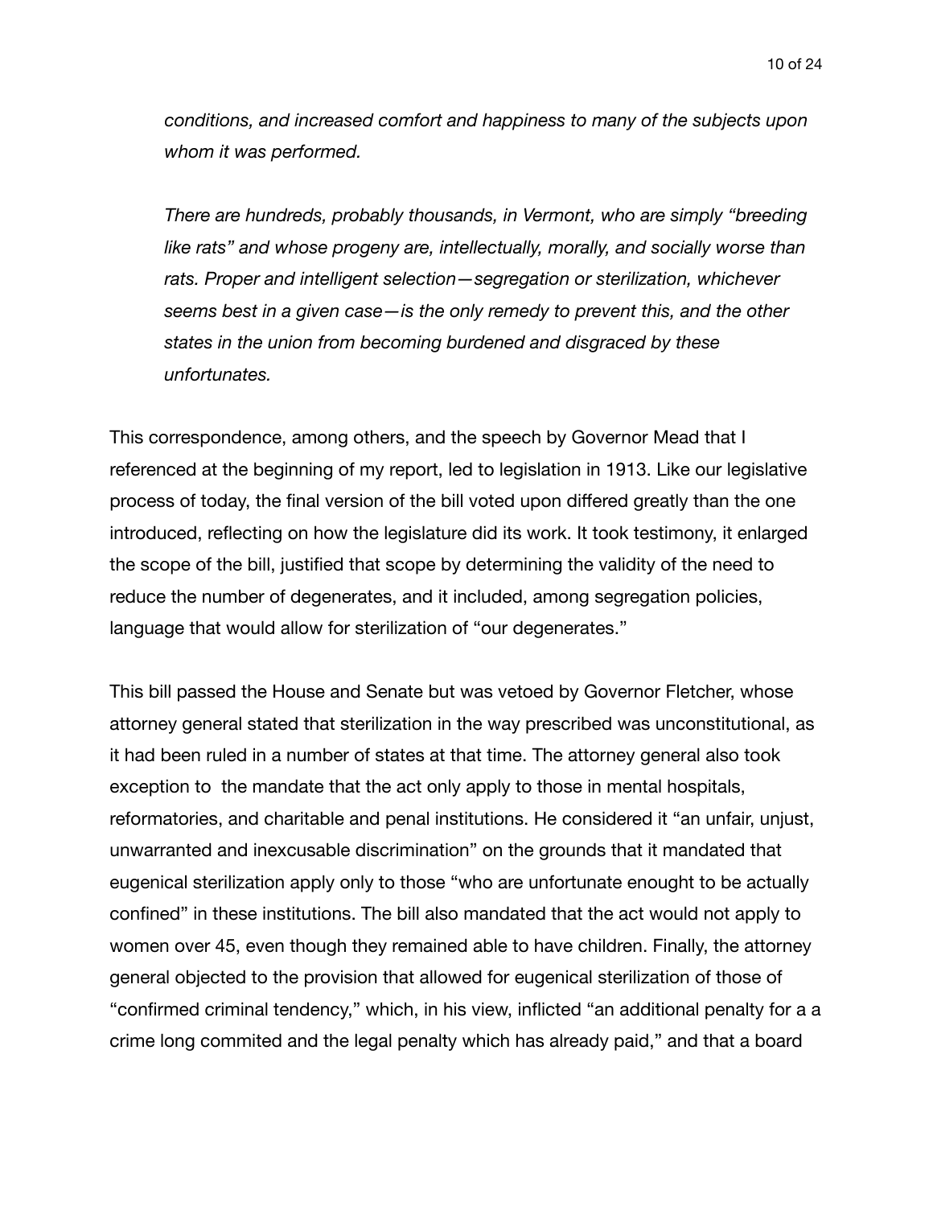*conditions, and increased comfort and happiness to many of the subjects upon whom it was performed.*

*There are hundreds, probably thousands, in Vermont, who are simply "breeding like rats" and whose progeny are, intellectually, morally, and socially worse than rats. Proper and intelligent selection—segregation or sterilization, whichever seems best in a given case—is the only remedy to prevent this, and the other states in the union from becoming burdened and disgraced by these unfortunates.*

This correspondence, among others, and the speech by Governor Mead that I referenced at the beginning of my report, led to legislation in 1913. Like our legislative process of today, the final version of the bill voted upon differed greatly than the one introduced, reflecting on how the legislature did its work. It took testimony, it enlarged the scope of the bill, justified that scope by determining the validity of the need to reduce the number of degenerates, and it included, among segregation policies, language that would allow for sterilization of "our degenerates."

This bill passed the House and Senate but was vetoed by Governor Fletcher, whose attorney general stated that sterilization in the way prescribed was unconstitutional, as it had been ruled in a number of states at that time. The attorney general also took exception to the mandate that the act only apply to those in mental hospitals, reformatories, and charitable and penal institutions. He considered it "an unfair, unjust, unwarranted and inexcusable discrimination" on the grounds that it mandated that eugenical sterilization apply only to those "who are unfortunate enought to be actually confined" in these institutions. The bill also mandated that the act would not apply to women over 45, even though they remained able to have children. Finally, the attorney general objected to the provision that allowed for eugenical sterilization of those of "confirmed criminal tendency," which, in his view, inflicted "an additional penalty for a a crime long commited and the legal penalty which has already paid," and that a board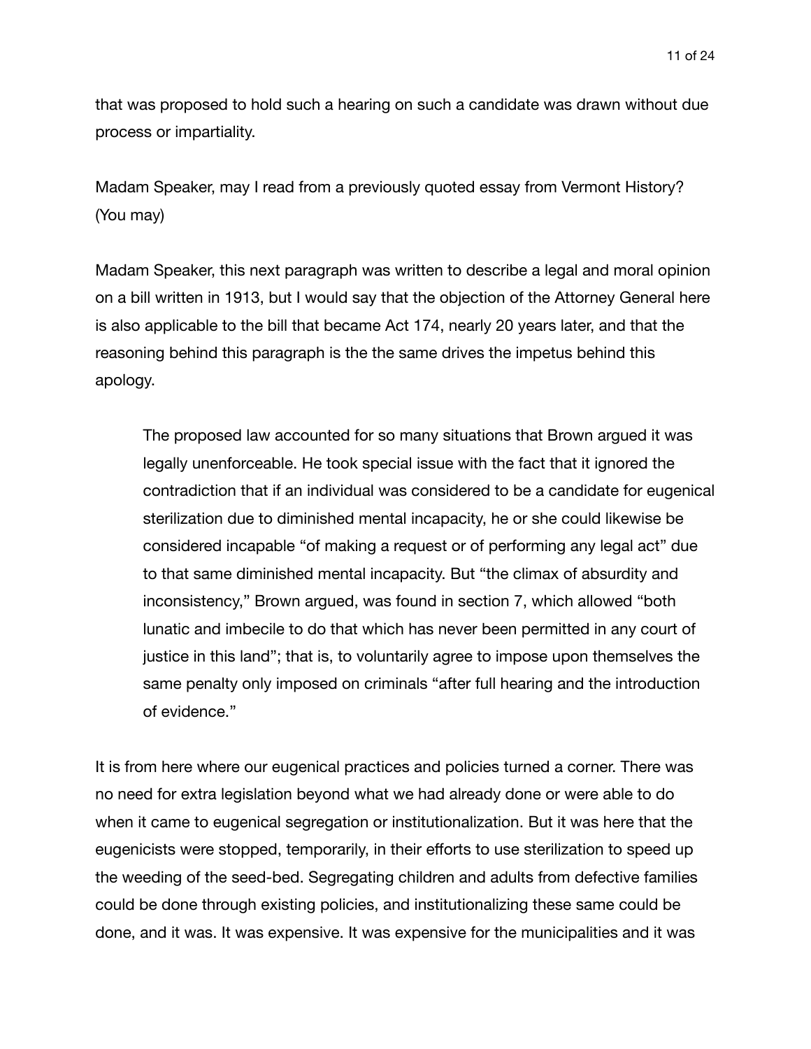that was proposed to hold such a hearing on such a candidate was drawn without due process or impartiality.

Madam Speaker, may I read from a previously quoted essay from Vermont History? (You may)

Madam Speaker, this next paragraph was written to describe a legal and moral opinion on a bill written in 1913, but I would say that the objection of the Attorney General here is also applicable to the bill that became Act 174, nearly 20 years later, and that the reasoning behind this paragraph is the the same drives the impetus behind this apology.

> The proposed law accounted for so many situations that Brown argued it was legally unenforceable. He took special issue with the fact that it ignored the contradiction that if an individual was considered to be a candidate for eugenical sterilization due to diminished mental incapacity, he or she could likewise be considered incapable "of making a request or of performing any legal act" due to that same diminished mental incapacity. But "the climax of absurdity and inconsistency," Brown argued, was found in section 7, which allowed "both lunatic and imbecile to do that which has never been permitted in any court of justice in this land"; that is, to voluntarily agree to impose upon themselves the same penalty only imposed on criminals "after full hearing and the introduction of evidence."

It is from here where our eugenical practices and policies turned a corner. There was no need for extra legislation beyond what we had already done or were able to do when it came to eugenical segregation or institutionalization. But it was here that the eugenicists were stopped, temporarily, in their efforts to use sterilization to speed up the weeding of the seed-bed. Segregating children and adults from defective families could be done through existing policies, and institutionalizing these same could be done, and it was. It was expensive. It was expensive for the municipalities and it was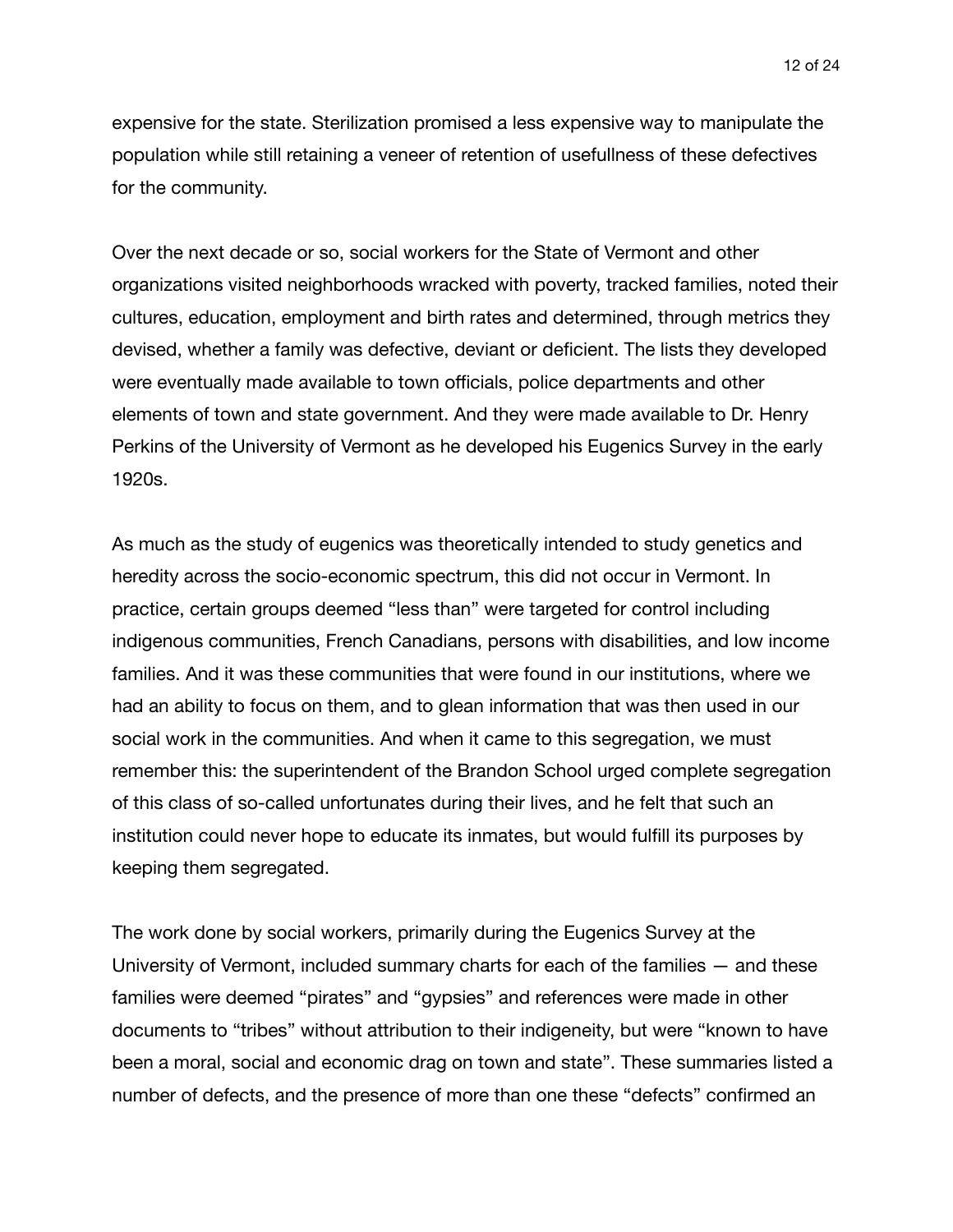expensive for the state. Sterilization promised a less expensive way to manipulate the population while still retaining a veneer of retention of usefullness of these defectives for the community.

Over the next decade or so, social workers for the State of Vermont and other organizations visited neighborhoods wracked with poverty, tracked families, noted their cultures, education, employment and birth rates and determined, through metrics they devised, whether a family was defective, deviant or deficient. The lists they developed were eventually made available to town officials, police departments and other elements of town and state government. And they were made available to Dr. Henry Perkins of the University of Vermont as he developed his Eugenics Survey in the early 1920s.

As much as the study of eugenics was theoretically intended to study genetics and heredity across the socio-economic spectrum, this did not occur in Vermont. In practice, certain groups deemed "less than" were targeted for control including indigenous communities, French Canadians, persons with disabilities, and low income families. And it was these communities that were found in our institutions, where we had an ability to focus on them, and to glean information that was then used in our social work in the communities. And when it came to this segregation, we must remember this: the superintendent of the Brandon School urged complete segregation of this class of so-called unfortunates during their lives, and he felt that such an institution could never hope to educate its inmates, but would fulfill its purposes by keeping them segregated.

The work done by social workers, primarily during the Eugenics Survey at the University of Vermont, included summary charts for each of the families — and these families were deemed "pirates" and "gypsies" and references were made in other documents to "tribes" without attribution to their indigeneity, but were "known to have been a moral, social and economic drag on town and state". These summaries listed a number of defects, and the presence of more than one these "defects" confirmed an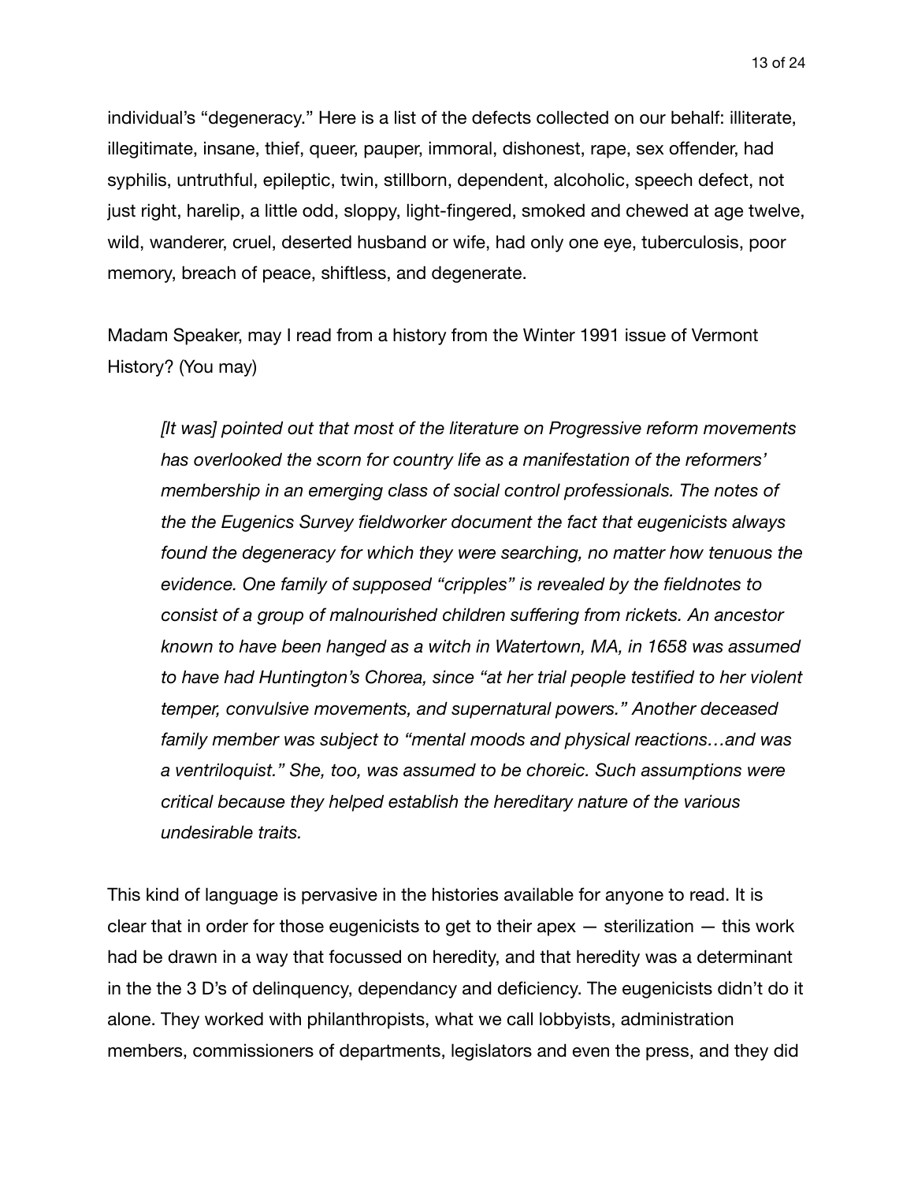individual's "degeneracy." Here is a list of the defects collected on our behalf: illiterate, illegitimate, insane, thief, queer, pauper, immoral, dishonest, rape, sex offender, had syphilis, untruthful, epileptic, twin, stillborn, dependent, alcoholic, speech defect, not just right, harelip, a little odd, sloppy, light-fingered, smoked and chewed at age twelve, wild, wanderer, cruel, deserted husband or wife, had only one eye, tuberculosis, poor memory, breach of peace, shiftless, and degenerate.

Madam Speaker, may I read from a history from the Winter 1991 issue of Vermont History? (You may)

> *[It was] pointed out that most of the literature on Progressive reform movements has overlooked the scorn for country life as a manifestation of the reformers' membership in an emerging class of social control professionals. The notes of the the Eugenics Survey fieldworker document the fact that eugenicists always found the degeneracy for which they were searching, no matter how tenuous the evidence. One family of supposed "cripples" is revealed by the fieldnotes to consist of a group of malnourished children suffering from rickets. An ancestor known to have been hanged as a witch in Watertown, MA, in 1658 was assumed to have had Huntington's Chorea, since "at her trial people testified to her violent temper, convulsive movements, and supernatural powers." Another deceased family member was subject to "mental moods and physical reactions…and was a ventriloquist." She, too, was assumed to be choreic. Such assumptions were critical because they helped establish the hereditary nature of the various undesirable traits.*

This kind of language is pervasive in the histories available for anyone to read. It is clear that in order for those eugenicists to get to their apex — sterilization — this work had be drawn in a way that focussed on heredity, and that heredity was a determinant in the the 3 D's of delinquency, dependancy and deficiency. The eugenicists didn't do it alone. They worked with philanthropists, what we call lobbyists, administration members, commissioners of departments, legislators and even the press, and they did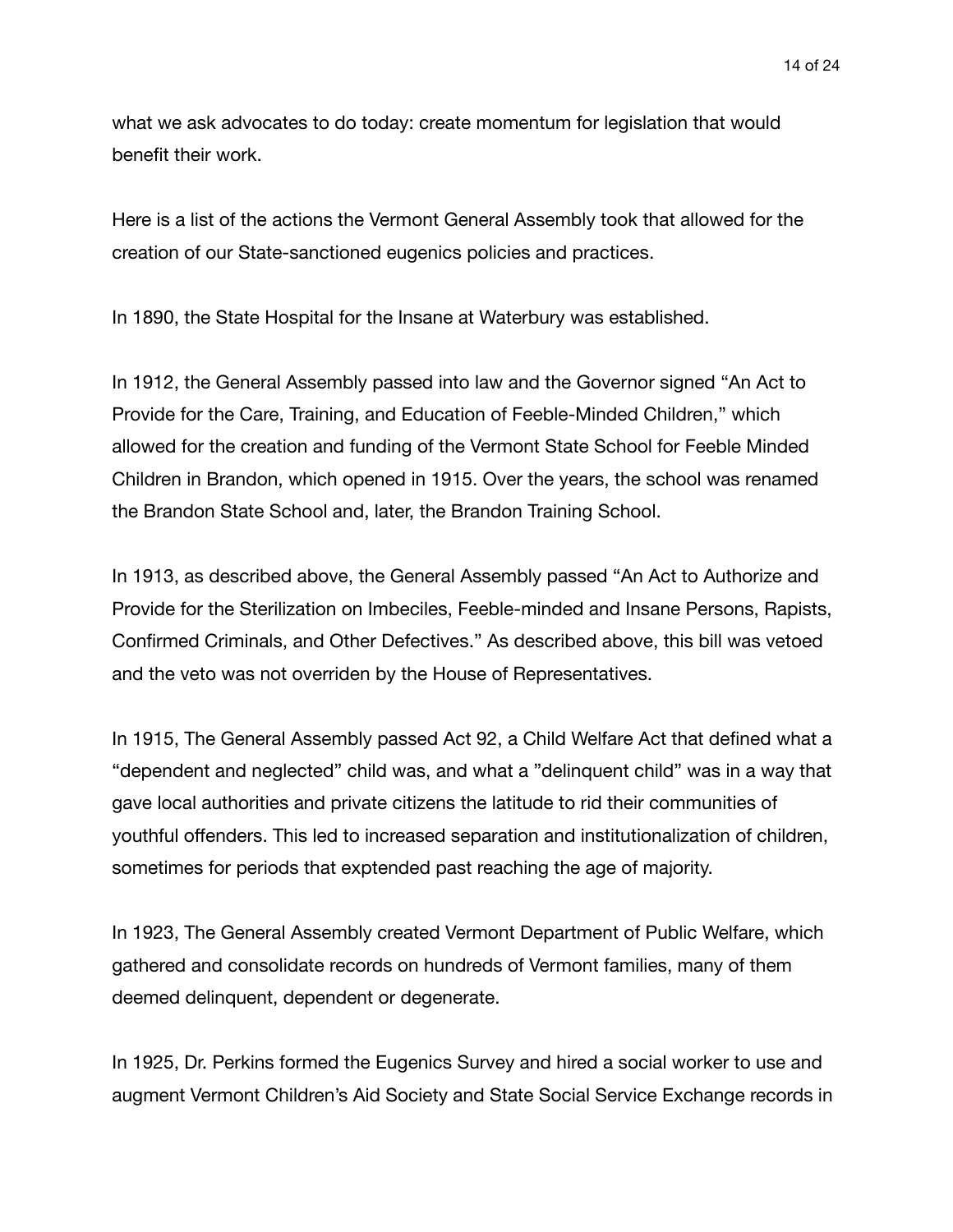what we ask advocates to do today: create momentum for legislation that would benefit their work.

Here is a list of the actions the Vermont General Assembly took that allowed for the creation of our State-sanctioned eugenics policies and practices.

In 1890, the State Hospital for the Insane at Waterbury was established.

In 1912, the General Assembly passed into law and the Governor signed "An Act to Provide for the Care, Training, and Education of Feeble-Minded Children," which allowed for the creation and funding of the Vermont State School for Feeble Minded Children in Brandon, which opened in 1915. Over the years, the school was renamed the Brandon State School and, later, the Brandon Training School.

In 1913, as described above, the General Assembly passed "An Act to Authorize and Provide for the Sterilization on Imbeciles, Feeble-minded and Insane Persons, Rapists, Confirmed Criminals, and Other Defectives." As described above, this bill was vetoed and the veto was not overriden by the House of Representatives.

In 1915, The General Assembly passed Act 92, a Child Welfare Act that defined what a "dependent and neglected" child was, and what a "delinquent child" was in a way that gave local authorities and private citizens the latitude to rid their communities of youthful offenders. This led to increased separation and institutionalization of children, sometimes for periods that exptended past reaching the age of majority.

In 1923, The General Assembly created Vermont Department of Public Welfare, which gathered and consolidate records on hundreds of Vermont families, many of them deemed delinquent, dependent or degenerate.

In 1925, Dr. Perkins formed the Eugenics Survey and hired a social worker to use and augment Vermont Children's Aid Society and State Social Service Exchange records in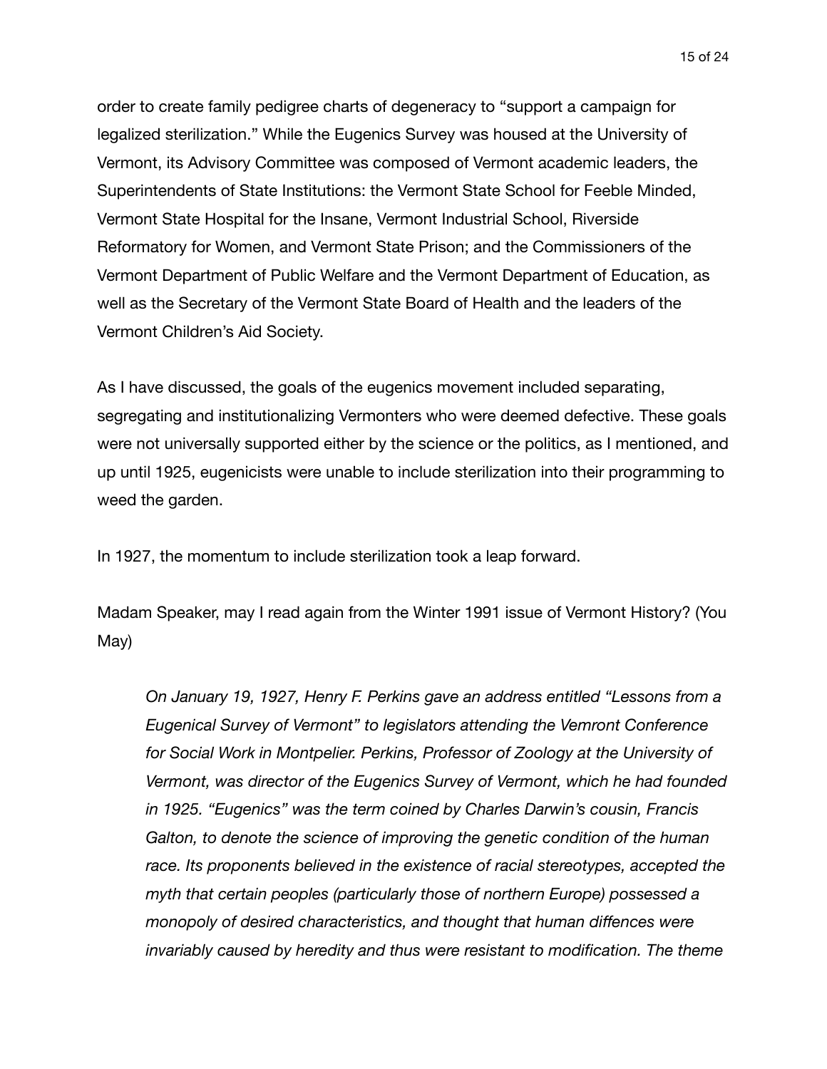order to create family pedigree charts of degeneracy to "support a campaign for legalized sterilization." While the Eugenics Survey was housed at the University of Vermont, its Advisory Committee was composed of Vermont academic leaders, the Superintendents of State Institutions: the Vermont State School for Feeble Minded, Vermont State Hospital for the Insane, Vermont Industrial School, Riverside Reformatory for Women, and Vermont State Prison; and the Commissioners of the Vermont Department of Public Welfare and the Vermont Department of Education, as well as the Secretary of the Vermont State Board of Health and the leaders of the Vermont Children's Aid Society.

As I have discussed, the goals of the eugenics movement included separating, segregating and institutionalizing Vermonters who were deemed defective. These goals were not universally supported either by the science or the politics, as I mentioned, and up until 1925, eugenicists were unable to include sterilization into their programming to weed the garden.

In 1927, the momentum to include sterilization took a leap forward.

Madam Speaker, may I read again from the Winter 1991 issue of Vermont History? (You May)

> *On January 19, 1927, Henry F. Perkins gave an address entitled "Lessons from a Eugenical Survey of Vermont" to legislators attending the Vemront Conference for Social Work in Montpelier. Perkins, Professor of Zoology at the University of Vermont, was director of the Eugenics Survey of Vermont, which he had founded in 1925. "Eugenics" was the term coined by Charles Darwin's cousin, Francis Galton, to denote the science of improving the genetic condition of the human race. Its proponents believed in the existence of racial stereotypes, accepted the myth that certain peoples (particularly those of northern Europe) possessed a monopoly of desired characteristics, and thought that human diffences were invariably caused by heredity and thus were resistant to modification. The theme*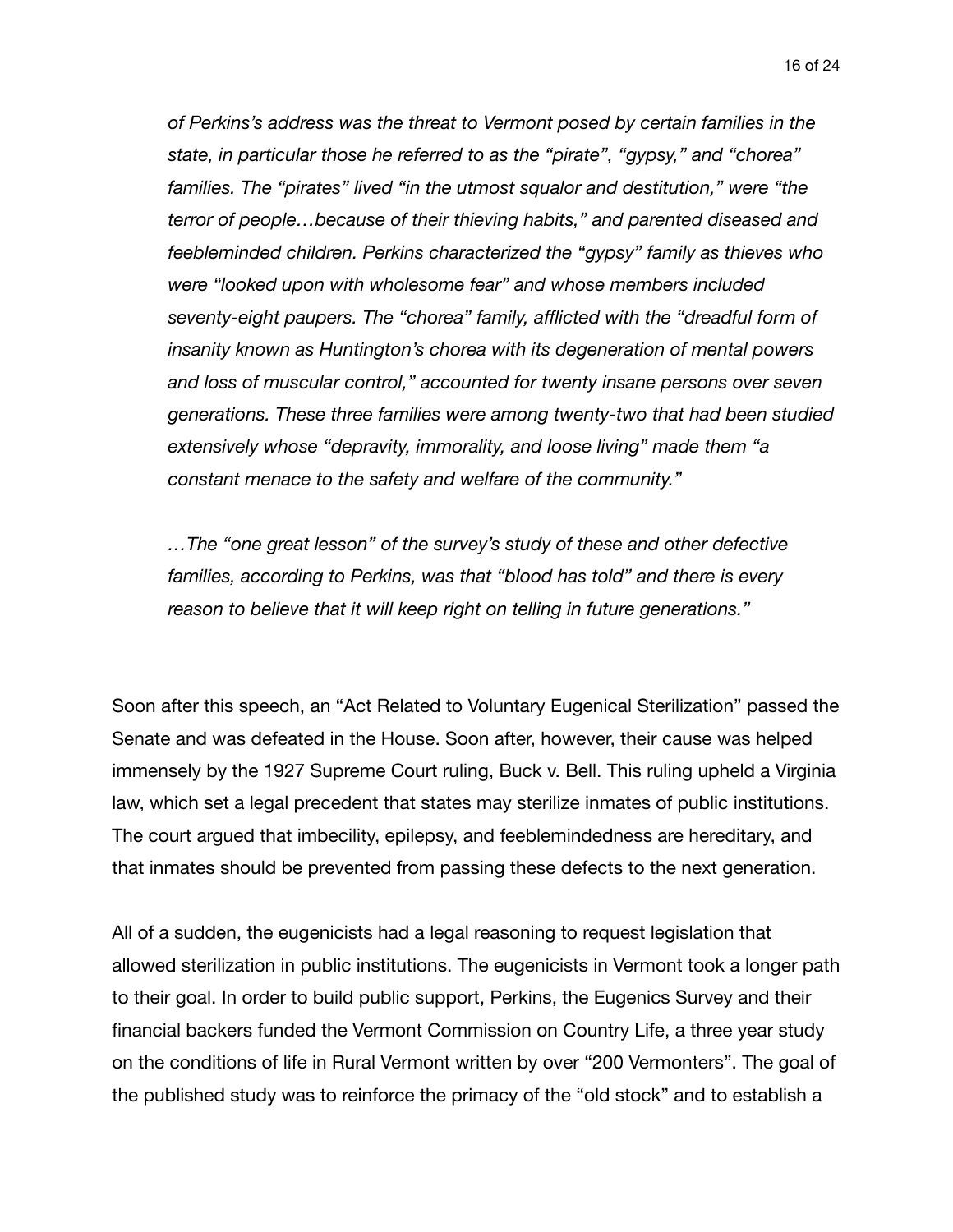*of Perkins's address was the threat to Vermont posed by certain families in the state, in particular those he referred to as the "pirate", "gypsy," and "chorea" families. The "pirates" lived "in the utmost squalor and destitution," were "the terror of people…because of their thieving habits," and parented diseased and feebleminded children. Perkins characterized the "gypsy" family as thieves who were "looked upon with wholesome fear" and whose members included seventy-eight paupers. The "chorea" family, afflicted with the "dreadful form of insanity known as Huntington's chorea with its degeneration of mental powers and loss of muscular control," accounted for twenty insane persons over seven generations. These three families were among twenty-two that had been studied extensively whose "depravity, immorality, and loose living" made them "a constant menace to the safety and welfare of the community."*

*…The "one great lesson" of the survey's study of these and other defective families, according to Perkins, was that "blood has told" and there is every reason to believe that it will keep right on telling in future generations."*

Soon after this speech, an "Act Related to Voluntary Eugenical Sterilization" passed the Senate and was defeated in the House. Soon after, however, their cause was helped immensely by the 1927 Supreme Court ruling, Buck v. Bell. This ruling upheld a Virginia law, which set a legal precedent that states may sterilize inmates of public institutions. The court argued that imbecility, epilepsy, and feeblemindedness are hereditary, and that inmates should be prevented from passing these defects to the next generation.

All of a sudden, the eugenicists had a legal reasoning to request legislation that allowed sterilization in public institutions. The eugenicists in Vermont took a longer path to their goal. In order to build public support, Perkins, the Eugenics Survey and their financial backers funded the Vermont Commission on Country Life, a three year study on the conditions of life in Rural Vermont written by over "200 Vermonters". The goal of the published study was to reinforce the primacy of the "old stock" and to establish a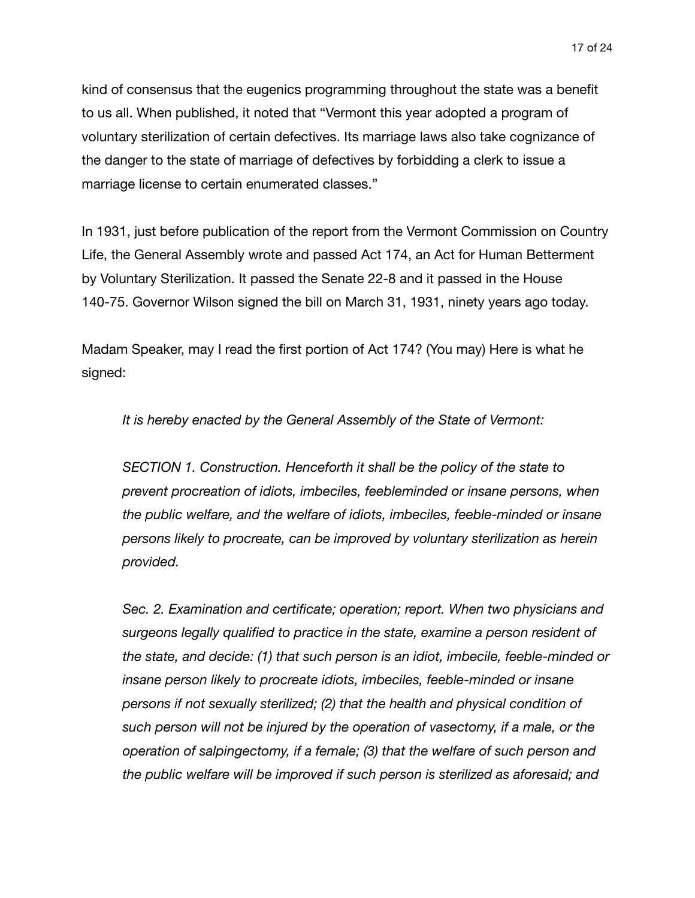kind of consensus that the eugenics programming throughout the state was a benefit to us all. When published, it noted that "Vermont this year adopted a program of voluntary sterilization of certain defectives. Its marriage laws also take cognizance of the danger to the state of marriage of defectives by forbidding a clerk to issue a marriage license to certain enumerated classes."

In 1931, just before publication of the report from the Vermont Commission on Country Life, the General Assembly wrote and passed Act 174, an Act for Human Betterment by Voluntary Sterilization. It passed the Senate 22-8 and it passed in the House 140-75. Governor Wilson signed the bill on March 31, 1931, ninety years ago today.

Madam Speaker, may I read the first portion of Act 174? (You may) Here is what he signed:

> *It is hereby enacted by the General Assembly of the State of Vermont:*
>
> *SECTION 1. Construction. Henceforth it shall be the policy of the state to prevent procreation of idiots, imbeciles, feebleminded or insane persons, when the public welfare, and the welfare of idiots, imbeciles, feeble-minded or insane persons likely to procreate, can be improved by voluntary sterilization as herein provided.*
>
> *Sec. 2. Examination and certificate; operation; report. When two physicians and surgeons legally qualified to practice in the state, examine a person resident of the state, and decide: (1) that such person is an idiot, imbecile, feeble-minded or insane person likely to procreate idiots, imbeciles, feeble-minded or insane persons if not sexually sterilized; (2) that the health and physical condition of such person will not be injured by the operation of vasectomy, if a male, or the operation of salpingectomy, if a female; (3) that the welfare of such person and the public welfare will be improved if such person is sterilized as aforesaid; and*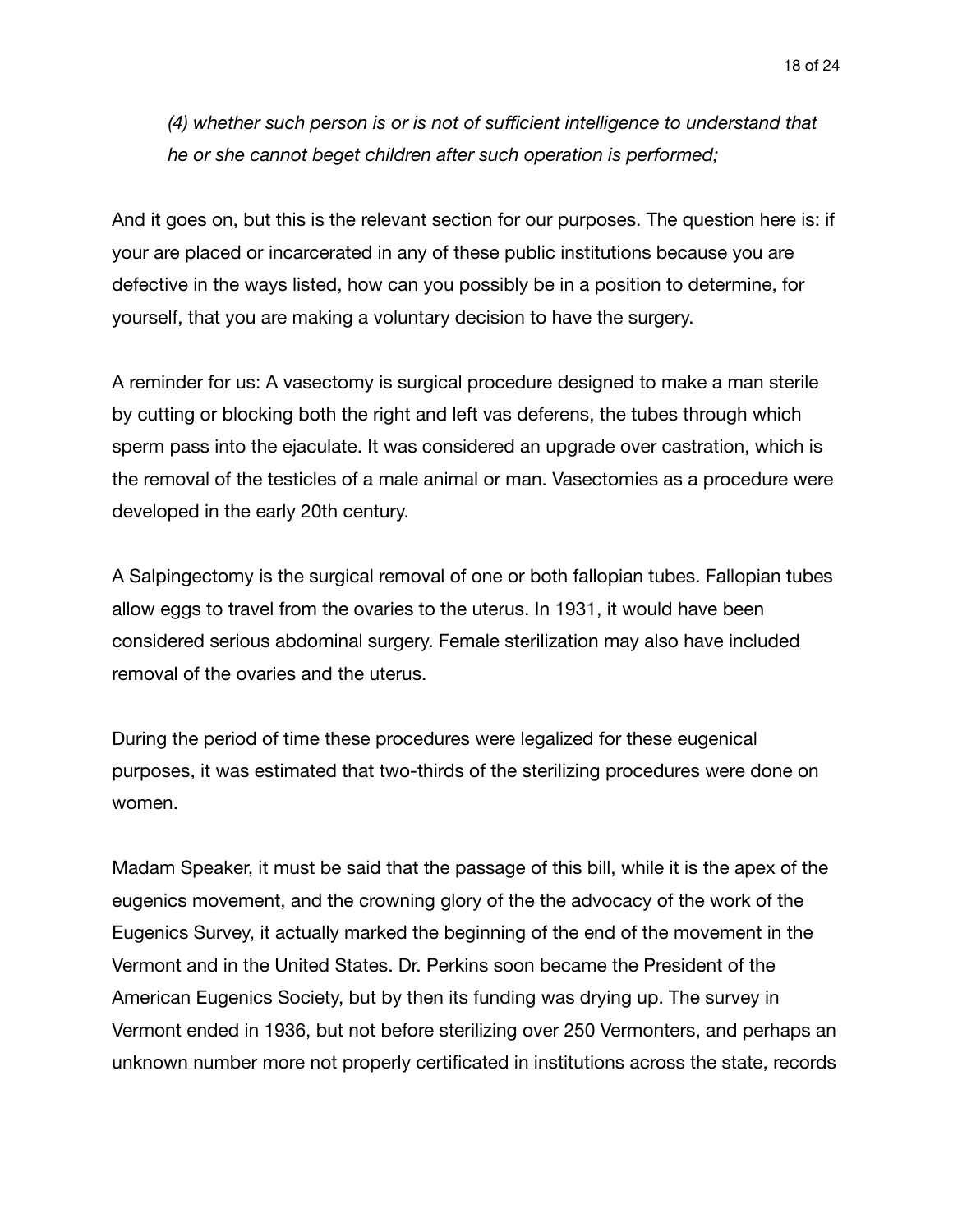*(4) whether such person is or is not of sufficient intelligence to understand that he or she cannot beget children after such operation is performed;*

And it goes on, but this is the relevant section for our purposes. The question here is: if your are placed or incarcerated in any of these public institutions because you are defective in the ways listed, how can you possibly be in a position to determine, for yourself, that you are making a voluntary decision to have the surgery.

A reminder for us: A vasectomy is surgical procedure designed to make a man sterile by cutting or blocking both the right and left vas deferens, the tubes through which sperm pass into the ejaculate. It was considered an upgrade over castration, which is the removal of the testicles of a male animal or man. Vasectomies as a procedure were developed in the early 20th century.

A Salpingectomy is the surgical removal of one or both fallopian tubes. Fallopian tubes allow eggs to travel from the ovaries to the uterus. In 1931, it would have been considered serious abdominal surgery. Female sterilization may also have included removal of the ovaries and the uterus.

During the period of time these procedures were legalized for these eugenical purposes, it was estimated that two-thirds of the sterilizing procedures were done on women.

Madam Speaker, it must be said that the passage of this bill, while it is the apex of the eugenics movement, and the crowning glory of the the advocacy of the work of the Eugenics Survey, it actually marked the beginning of the end of the movement in the Vermont and in the United States. Dr. Perkins soon became the President of the American Eugenics Society, but by then its funding was drying up. The survey in Vermont ended in 1936, but not before sterilizing over 250 Vermonters, and perhaps an unknown number more not properly certificated in institutions across the state, records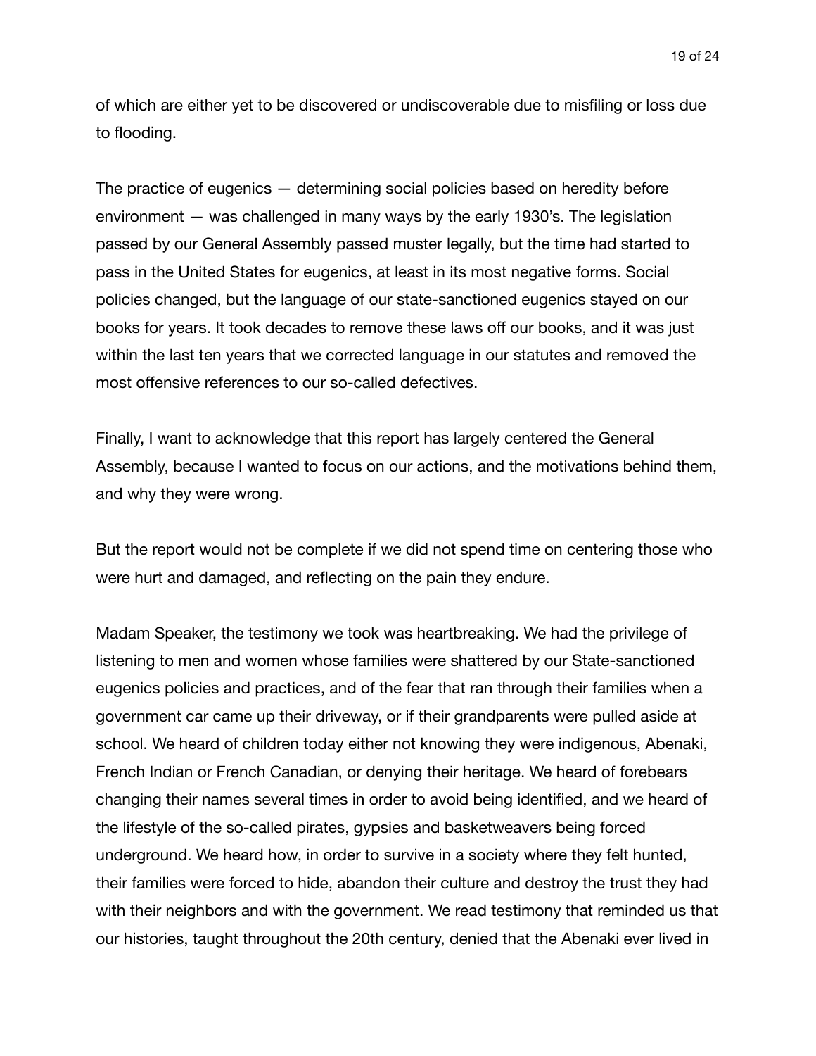of which are either yet to be discovered or undiscoverable due to misfiling or loss due to flooding.

The practice of eugenics — determining social policies based on heredity before environment — was challenged in many ways by the early 1930's. The legislation passed by our General Assembly passed muster legally, but the time had started to pass in the United States for eugenics, at least in its most negative forms. Social policies changed, but the language of our state-sanctioned eugenics stayed on our books for years. It took decades to remove these laws off our books, and it was just within the last ten years that we corrected language in our statutes and removed the most offensive references to our so-called defectives.

Finally, I want to acknowledge that this report has largely centered the General Assembly, because I wanted to focus on our actions, and the motivations behind them, and why they were wrong.

But the report would not be complete if we did not spend time on centering those who were hurt and damaged, and reflecting on the pain they endure.

Madam Speaker, the testimony we took was heartbreaking. We had the privilege of listening to men and women whose families were shattered by our State-sanctioned eugenics policies and practices, and of the fear that ran through their families when a government car came up their driveway, or if their grandparents were pulled aside at school. We heard of children today either not knowing they were indigenous, Abenaki, French Indian or French Canadian, or denying their heritage. We heard of forebears changing their names several times in order to avoid being identified, and we heard of the lifestyle of the so-called pirates, gypsies and basketweavers being forced underground. We heard how, in order to survive in a society where they felt hunted, their families were forced to hide, abandon their culture and destroy the trust they had with their neighbors and with the government. We read testimony that reminded us that our histories, taught throughout the 20th century, denied that the Abenaki ever lived in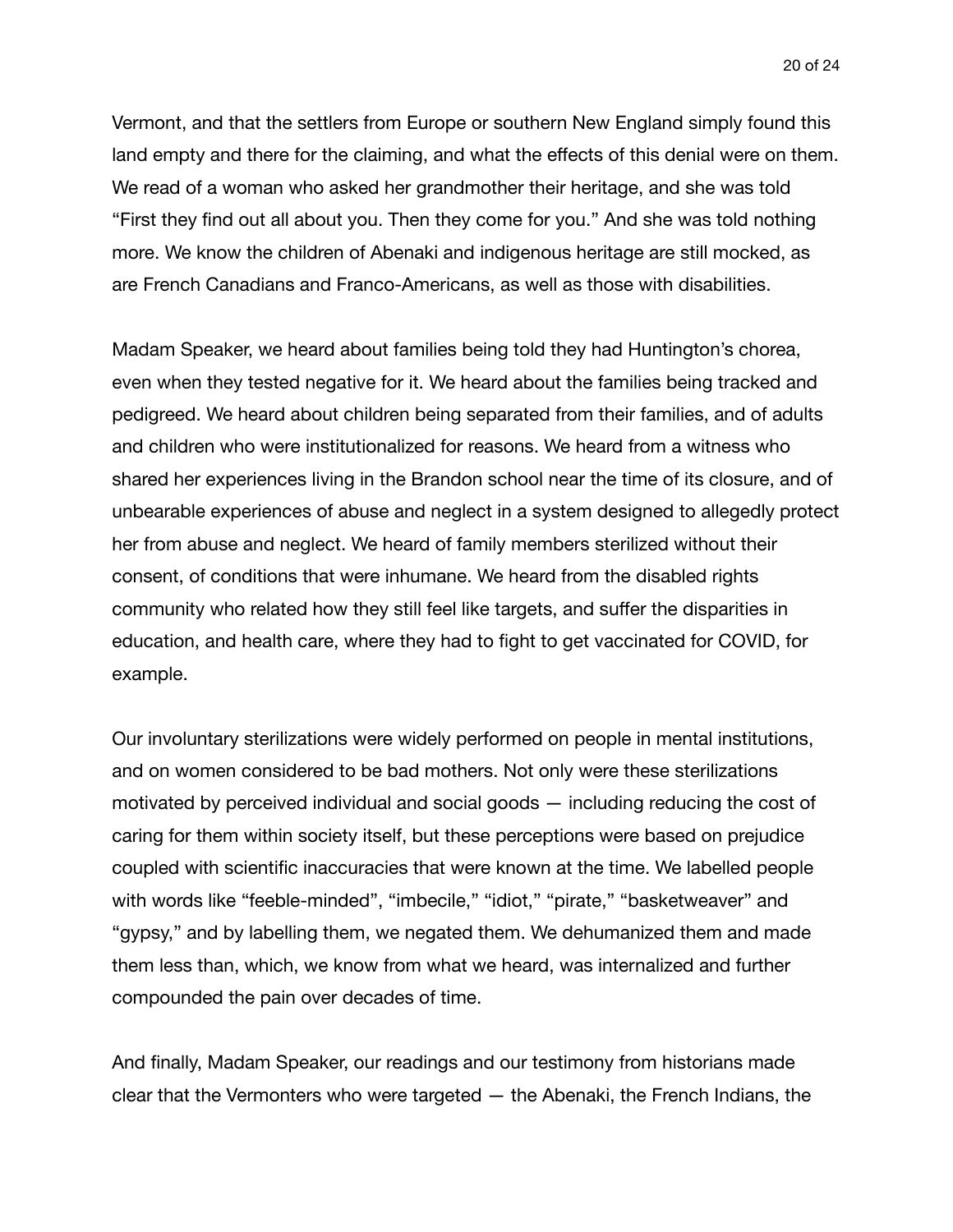Vermont, and that the settlers from Europe or southern New England simply found this land empty and there for the claiming, and what the effects of this denial were on them. We read of a woman who asked her grandmother their heritage, and she was told "First they find out all about you. Then they come for you." And she was told nothing more. We know the children of Abenaki and indigenous heritage are still mocked, as are French Canadians and Franco-Americans, as well as those with disabilities.

Madam Speaker, we heard about families being told they had Huntington's chorea, even when they tested negative for it. We heard about the families being tracked and pedigreed. We heard about children being separated from their families, and of adults and children who were institutionalized for reasons. We heard from a witness who shared her experiences living in the Brandon school near the time of its closure, and of unbearable experiences of abuse and neglect in a system designed to allegedly protect her from abuse and neglect. We heard of family members sterilized without their consent, of conditions that were inhumane. We heard from the disabled rights community who related how they still feel like targets, and suffer the disparities in education, and health care, where they had to fight to get vaccinated for COVID, for example.

Our involuntary sterilizations were widely performed on people in mental institutions, and on women considered to be bad mothers. Not only were these sterilizations motivated by perceived individual and social goods — including reducing the cost of caring for them within society itself, but these perceptions were based on prejudice coupled with scientific inaccuracies that were known at the time. We labelled people with words like "feeble-minded", "imbecile," "idiot," "pirate," "basketweaver" and "gypsy," and by labelling them, we negated them. We dehumanized them and made them less than, which, we know from what we heard, was internalized and further compounded the pain over decades of time.

And finally, Madam Speaker, our readings and our testimony from historians made clear that the Vermonters who were targeted — the Abenaki, the French Indians, the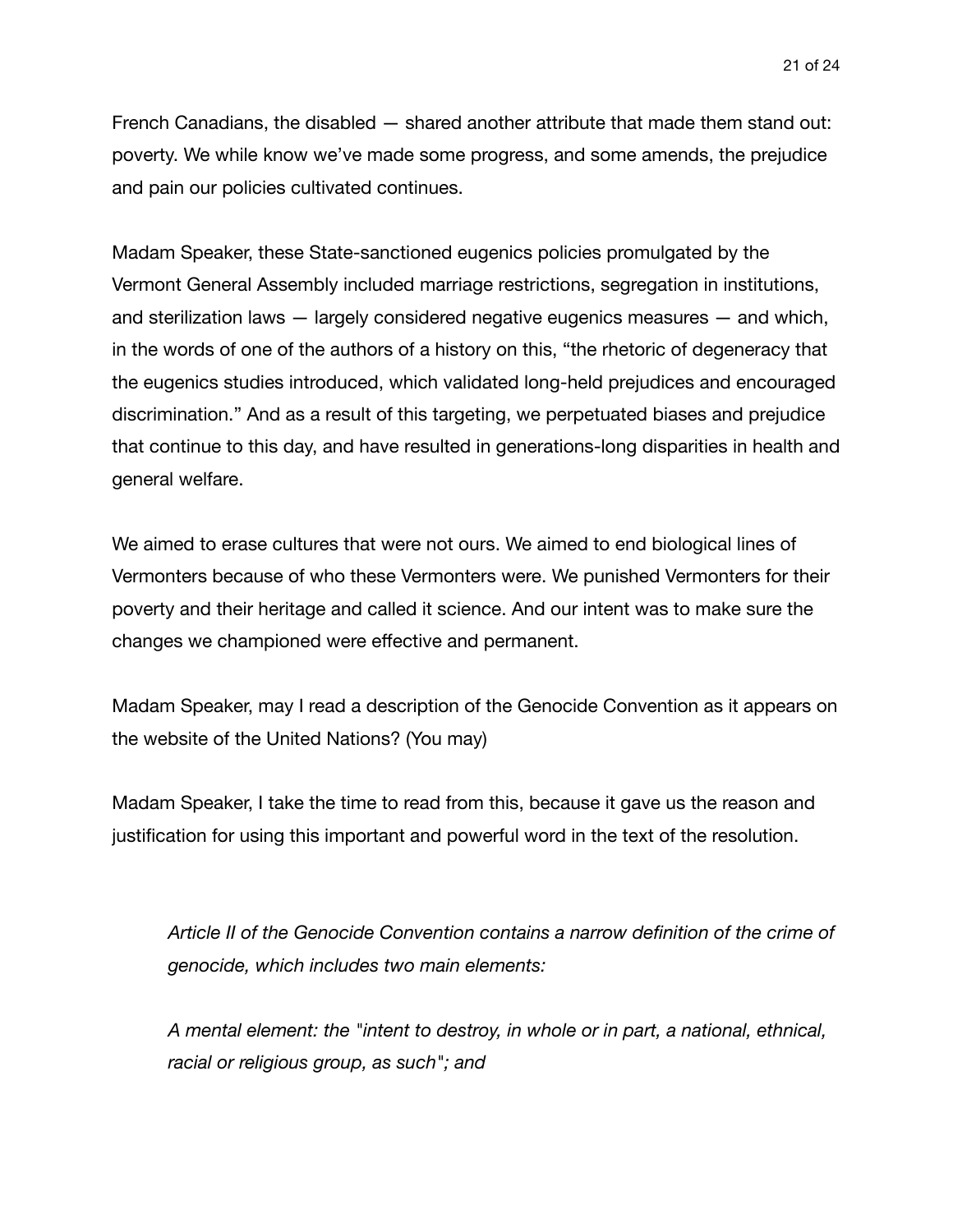French Canadians, the disabled — shared another attribute that made them stand out: poverty. We while know we've made some progress, and some amends, the prejudice and pain our policies cultivated continues.

Madam Speaker, these State-sanctioned eugenics policies promulgated by the Vermont General Assembly included marriage restrictions, segregation in institutions, and sterilization laws — largely considered negative eugenics measures — and which, in the words of one of the authors of a history on this, "the rhetoric of degeneracy that the eugenics studies introduced, which validated long-held prejudices and encouraged discrimination." And as a result of this targeting, we perpetuated biases and prejudice that continue to this day, and have resulted in generations-long disparities in health and general welfare.

We aimed to erase cultures that were not ours. We aimed to end biological lines of Vermonters because of who these Vermonters were. We punished Vermonters for their poverty and their heritage and called it science. And our intent was to make sure the changes we championed were effective and permanent.

Madam Speaker, may I read a description of the Genocide Convention as it appears on the website of the United Nations? (You may)

Madam Speaker, I take the time to read from this, because it gave us the reason and justification for using this important and powerful word in the text of the resolution.

> *Article II of the Genocide Convention contains a narrow definition of the crime of genocide, which includes two main elements:*
>
> *A mental element: the "intent to destroy, in whole or in part, a national, ethnical, racial or religious group, as such"; and*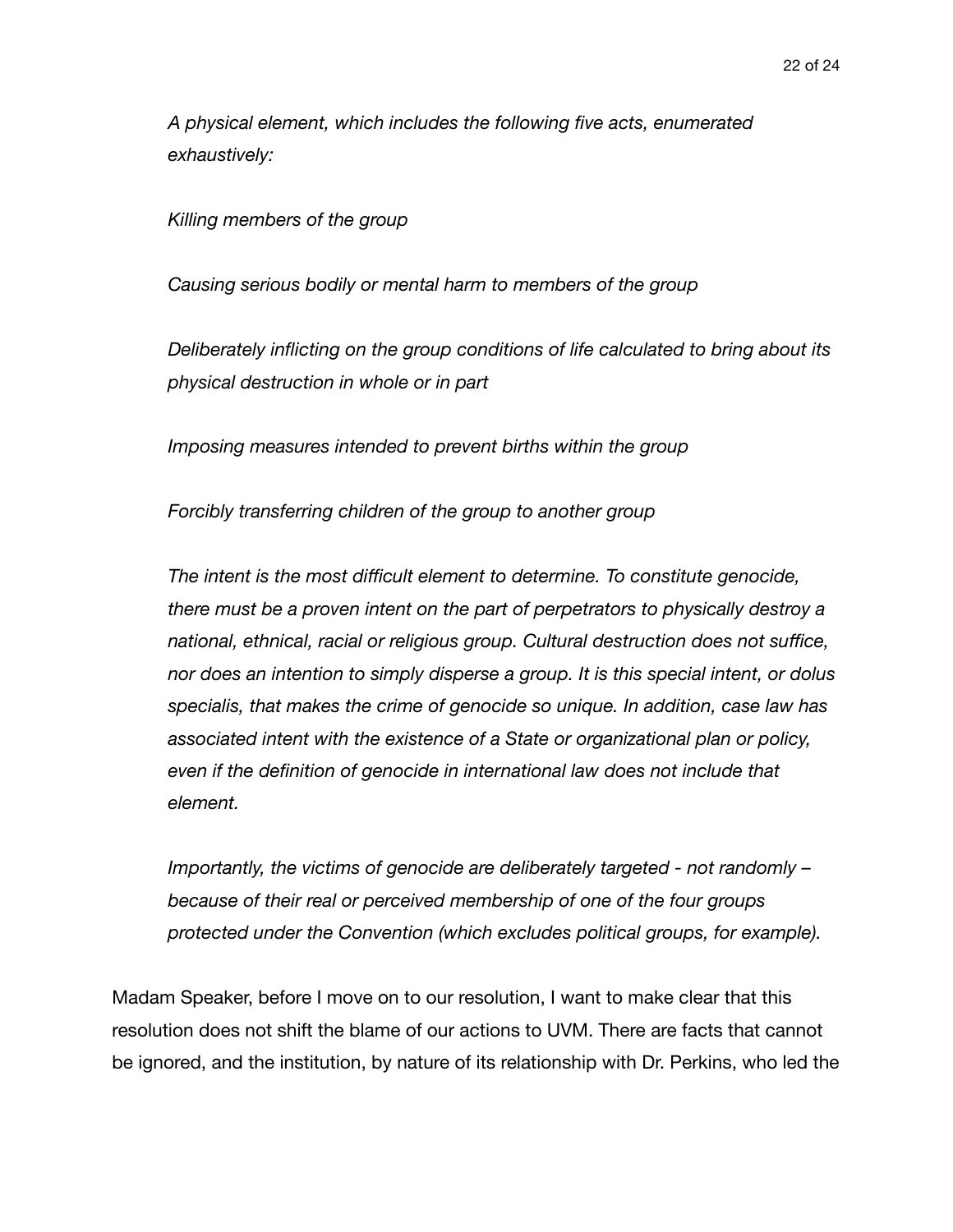*A physical element, which includes the following five acts, enumerated exhaustively:*

*Killing members of the group*

*Causing serious bodily or mental harm to members of the group*

*Deliberately inflicting on the group conditions of life calculated to bring about its physical destruction in whole or in part*

*Imposing measures intended to prevent births within the group*

*Forcibly transferring children of the group to another group*

*The intent is the most difficult element to determine. To constitute genocide, there must be a proven intent on the part of perpetrators to physically destroy a national, ethnical, racial or religious group. Cultural destruction does not suffice, nor does an intention to simply disperse a group. It is this special intent, or dolus specialis, that makes the crime of genocide so unique. In addition, case law has associated intent with the existence of a State or organizational plan or policy, even if the definition of genocide in international law does not include that element.*

*Importantly, the victims of genocide are deliberately targeted - not randomly – because of their real or perceived membership of one of the four groups protected under the Convention (which excludes political groups, for example).*

Madam Speaker, before I move on to our resolution, I want to make clear that this resolution does not shift the blame of our actions to UVM. There are facts that cannot be ignored, and the institution, by nature of its relationship with Dr. Perkins, who led the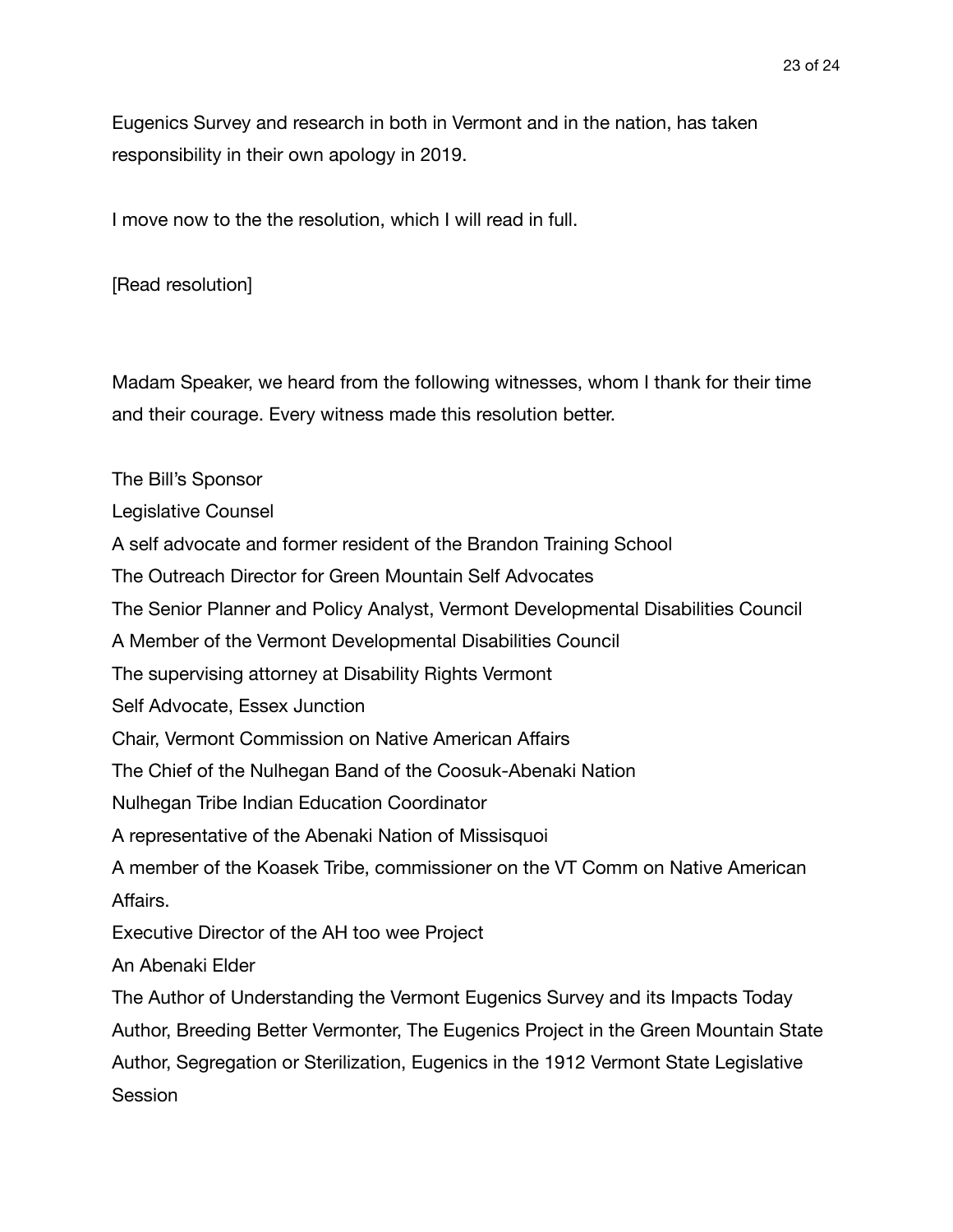Eugenics Survey and research in both in Vermont and in the nation, has taken responsibility in their own apology in 2019.

I move now to the the resolution, which I will read in full.

[Read resolution]

Madam Speaker, we heard from the following witnesses, whom I thank for their time and their courage. Every witness made this resolution better.

The Bill's Sponsor
Legislative Counsel
A self advocate and former resident of the Brandon Training School
The Outreach Director for Green Mountain Self Advocates
The Senior Planner and Policy Analyst, Vermont Developmental Disabilities Council
A Member of the Vermont Developmental Disabilities Council
The supervising attorney at Disability Rights Vermont
Self Advocate, Essex Junction
Chair, Vermont Commission on Native American Affairs
The Chief of the Nulhegan Band of the Coosuk-Abenaki Nation
Nulhegan Tribe Indian Education Coordinator
A representative of the Abenaki Nation of Missisquoi
A member of the Koasek Tribe, commissioner on the VT Comm on Native American Affairs.
Executive Director of the AH too wee Project
An Abenaki Elder
The Author of Understanding the Vermont Eugenics Survey and its Impacts Today
Author, Breeding Better Vermonter, The Eugenics Project in the Green Mountain State
Author, Segregation or Sterilization, Eugenics in the 1912 Vermont State Legislative Session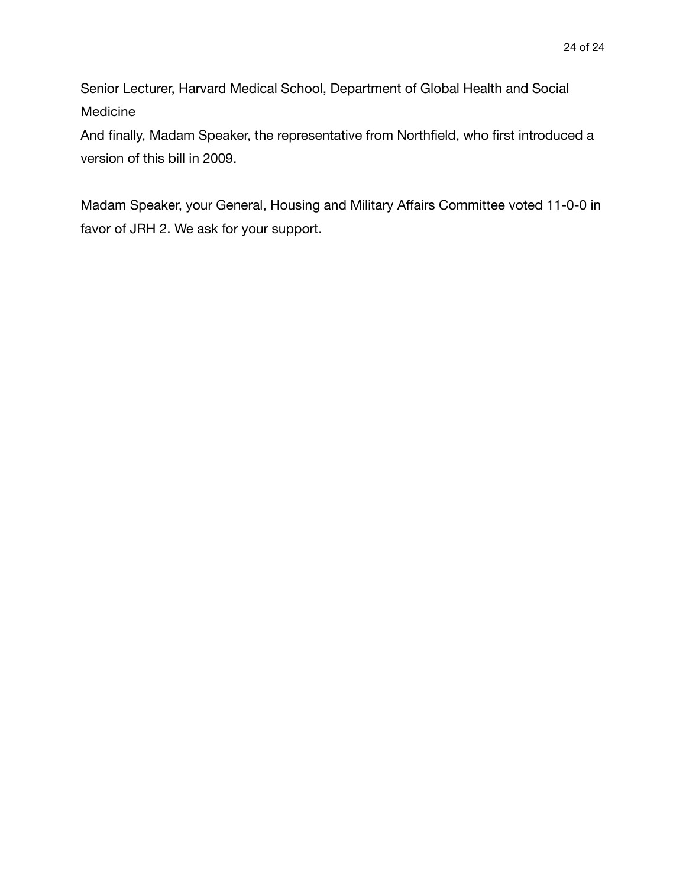Senior Lecturer, Harvard Medical School, Department of Global Health and Social Medicine

And finally, Madam Speaker, the representative from Northfield, who first introduced a version of this bill in 2009.

Madam Speaker, your General, Housing and Military Affairs Committee voted 11-0-0 in favor of JRH 2. We ask for your support.